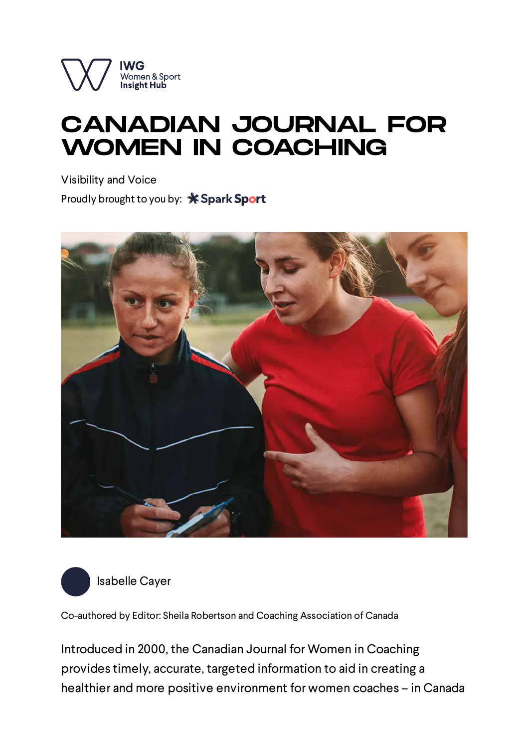IWG
Women & Sport
Insight Hub

# CANADIAN JOURNAL FOR WOMEN IN COACHING

Visibility and Voice

Proudly brought to you by: Spark Sport

Isabelle Cayer

Co-authored by Editor: Sheila Robertson and Coaching Association of Canada

Introduced in 2000, the Canadian Journal for Women in Coaching provides timely, accurate, targeted information to aid in creating a healthier and more positive environment for women coaches – in Canada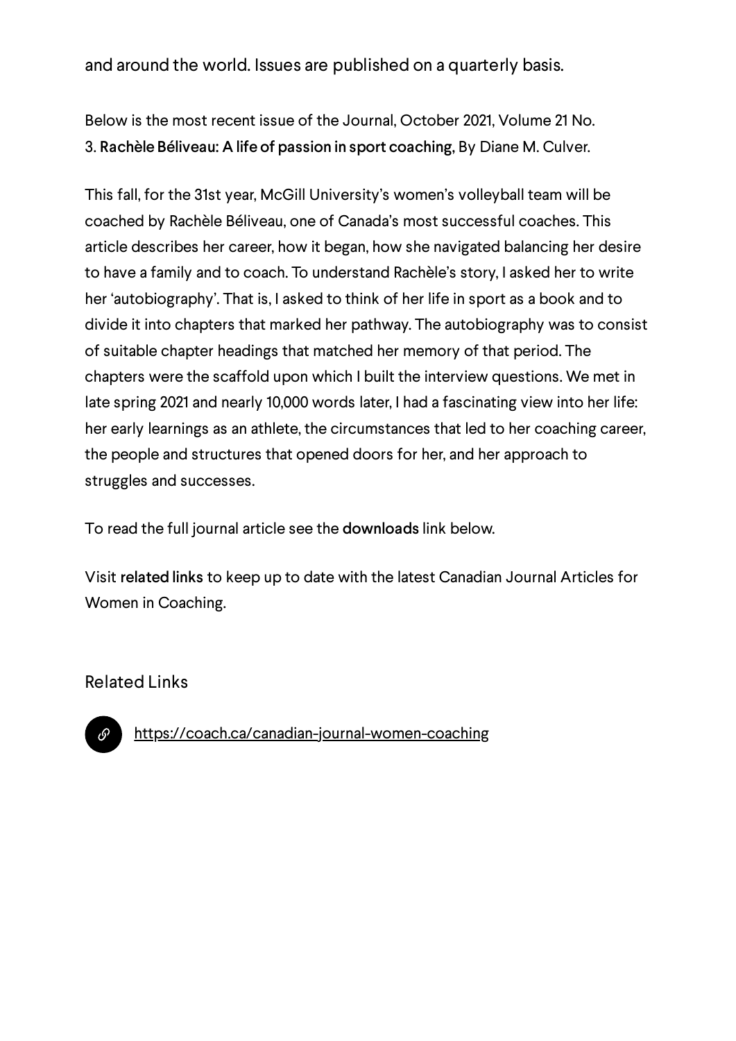and around the world. Issues are published on a quarterly basis.

Below is the most recent issue of the Journal, October 2021, Volume 21 No. 3. **Rachèle Béliveau: A life of passion in sport coaching**, By Diane M. Culver.

This fall, for the 31st year, McGill University's women's volleyball team will be coached by Rachèle Béliveau, one of Canada's most successful coaches. This article describes her career, how it began, how she navigated balancing her desire to have a family and to coach. To understand Rachèle's story, I asked her to write her 'autobiography'. That is, I asked to think of her life in sport as a book and to divide it into chapters that marked her pathway. The autobiography was to consist of suitable chapter headings that matched her memory of that period. The chapters were the scaffold upon which I built the interview questions. We met in late spring 2021 and nearly 10,000 words later, I had a fascinating view into her life: her early learnings as an athlete, the circumstances that led to her coaching career, the people and structures that opened doors for her, and her approach to struggles and successes.

To read the full journal article see the **downloads** link below.

Visit **related links** to keep up to date with the latest Canadian Journal Articles for Women in Coaching.

## Related Links

https://coach.ca/canadian-journal-women-coaching